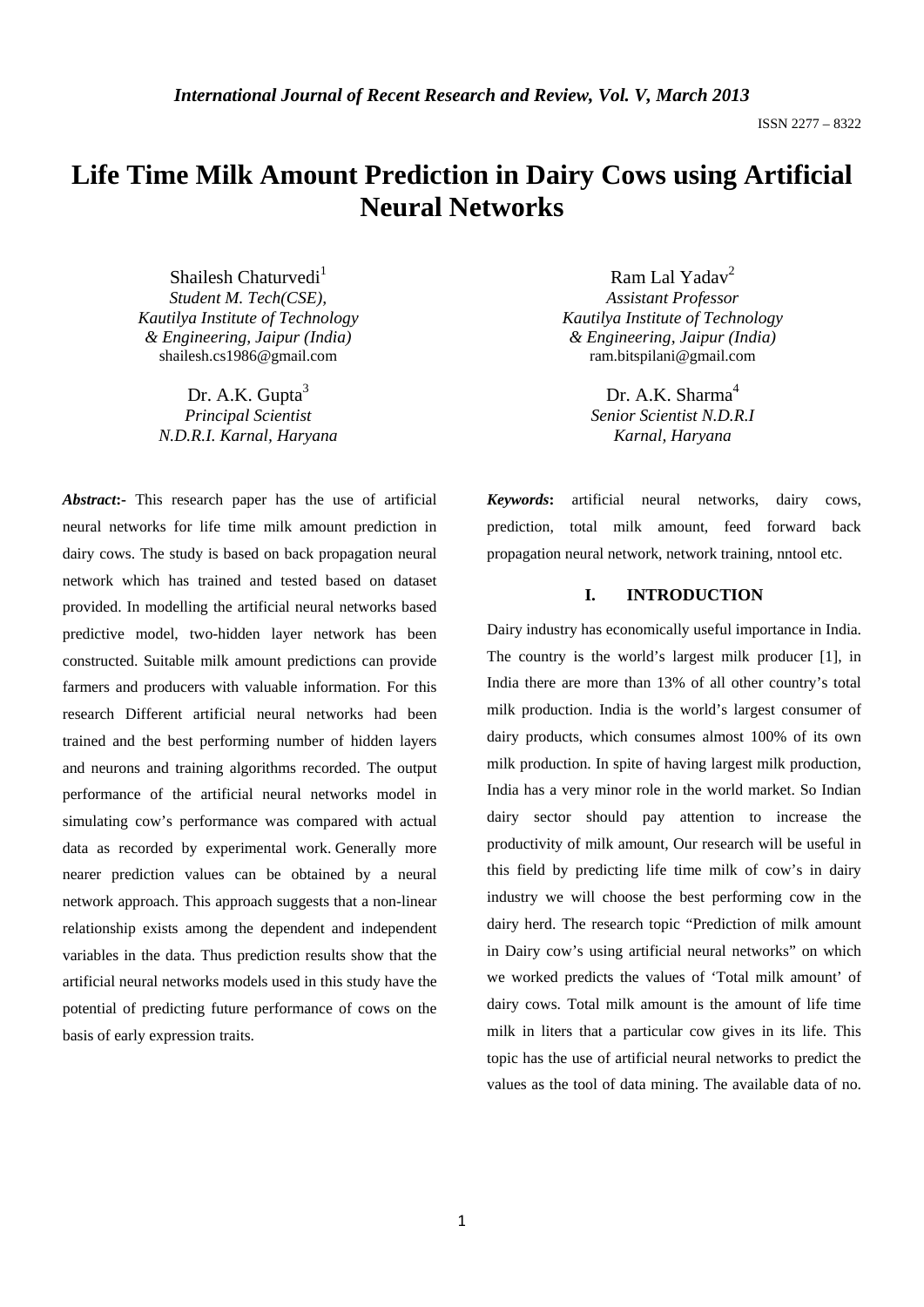# Life Time Milk Amount Prediction in Dairy Cows using Artificial Neural Networks

Shailesh Chaturvedi[1]
*Student M. Tech(CSE),*
*Kautilya Institute of Technology & Engineering, Jaipur (India)*
shailesh.cs1986@gmail.com

Ram Lal Yadav[2]
*Assistant Professor*
*Kautilya Institute of Technology & Engineering, Jaipur (India)*
ram.bitspilani@gmail.com

Dr. A.K. Gupta[3]
*Principal Scientist*
*N.D.R.I. Karnal, Haryana*

Dr. A.K. Sharma[4]
*Senior Scientist N.D.R.I*
*Karnal, Haryana*

***Abstract*:-** This research paper has the use of artificial neural networks for life time milk amount prediction in dairy cows. The study is based on back propagation neural network which has trained and tested based on dataset provided. In modelling the artificial neural networks based predictive model, two-hidden layer network has been constructed. Suitable milk amount predictions can provide farmers and producers with valuable information. For this research Different artificial neural networks had been trained and the best performing number of hidden layers and neurons and training algorithms recorded. The output performance of the artificial neural networks model in simulating cow's performance was compared with actual data as recorded by experimental work. Generally more nearer prediction values can be obtained by a neural network approach. This approach suggests that a non-linear relationship exists among the dependent and independent variables in the data. Thus prediction results show that the artificial neural networks models used in this study have the potential of predicting future performance of cows on the basis of early expression traits.

***Keywords*:** artificial neural networks, dairy cows, prediction, total milk amount, feed forward back propagation neural network, network training, nntool etc.

## I. INTRODUCTION

Dairy industry has economically useful importance in India. The country is the world's largest milk producer [1], in India there are more than 13% of all other country's total milk production. India is the world's largest consumer of dairy products, which consumes almost 100% of its own milk production. In spite of having largest milk production, India has a very minor role in the world market. So Indian dairy sector should pay attention to increase the productivity of milk amount, Our research will be useful in this field by predicting life time milk of cow's in dairy industry we will choose the best performing cow in the dairy herd. The research topic "Prediction of milk amount in Dairy cow's using artificial neural networks" on which we worked predicts the values of 'Total milk amount' of dairy cows. Total milk amount is the amount of life time milk in liters that a particular cow gives in its life. This topic has the use of artificial neural networks to predict the values as the tool of data mining. The available data of no.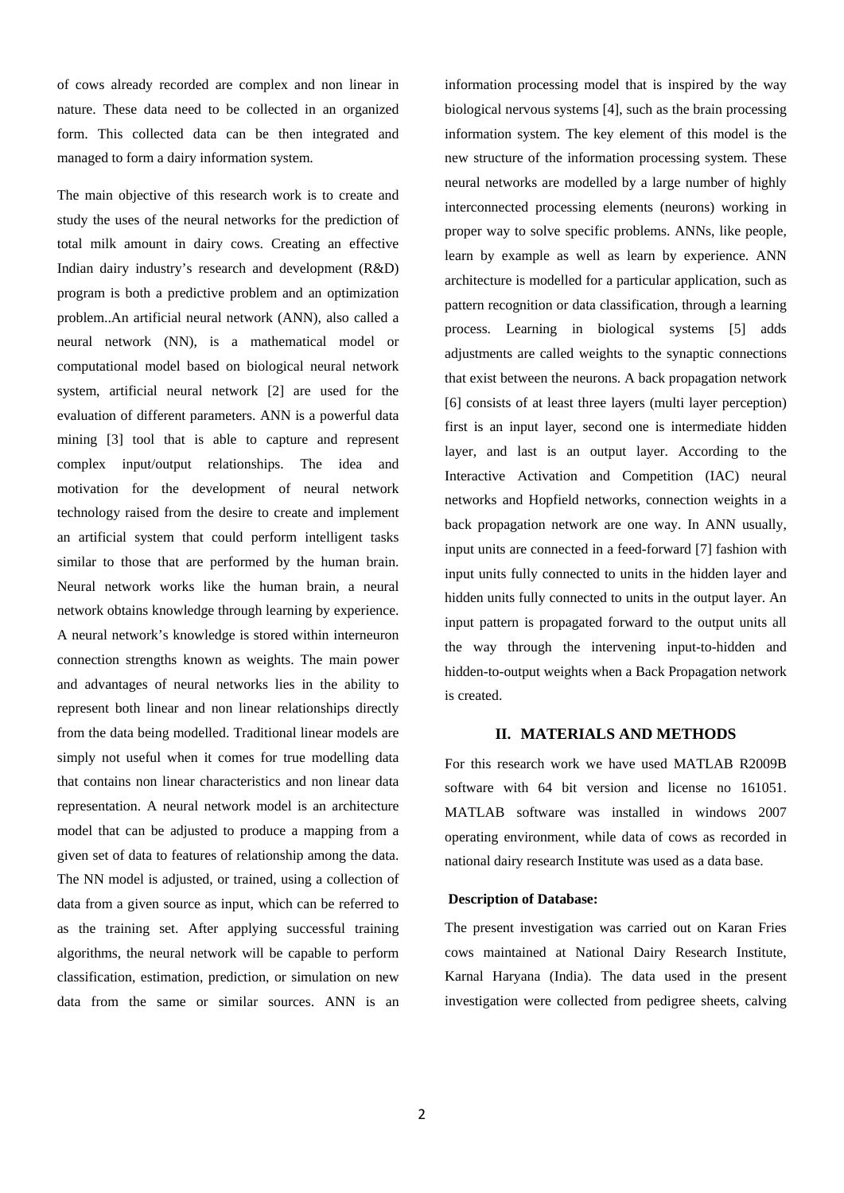of cows already recorded are complex and non linear in nature. These data need to be collected in an organized form. This collected data can be then integrated and managed to form a dairy information system.

The main objective of this research work is to create and study the uses of the neural networks for the prediction of total milk amount in dairy cows. Creating an effective Indian dairy industry's research and development (R&D) program is both a predictive problem and an optimization problem..An artificial neural network (ANN), also called a neural network (NN), is a mathematical model or computational model based on biological neural network system, artificial neural network [2] are used for the evaluation of different parameters. ANN is a powerful data mining [3] tool that is able to capture and represent complex input/output relationships. The idea and motivation for the development of neural network technology raised from the desire to create and implement an artificial system that could perform intelligent tasks similar to those that are performed by the human brain. Neural network works like the human brain, a neural network obtains knowledge through learning by experience. A neural network's knowledge is stored within interneuron connection strengths known as weights. The main power and advantages of neural networks lies in the ability to represent both linear and non linear relationships directly from the data being modelled. Traditional linear models are simply not useful when it comes for true modelling data that contains non linear characteristics and non linear data representation. A neural network model is an architecture model that can be adjusted to produce a mapping from a given set of data to features of relationship among the data. The NN model is adjusted, or trained, using a collection of data from a given source as input, which can be referred to as the training set. After applying successful training algorithms, the neural network will be capable to perform classification, estimation, prediction, or simulation on new data from the same or similar sources. ANN is an information processing model that is inspired by the way biological nervous systems [4], such as the brain processing information system. The key element of this model is the new structure of the information processing system. These neural networks are modelled by a large number of highly interconnected processing elements (neurons) working in proper way to solve specific problems. ANNs, like people, learn by example as well as learn by experience. ANN architecture is modelled for a particular application, such as pattern recognition or data classification, through a learning process. Learning in biological systems [5] adds adjustments are called weights to the synaptic connections that exist between the neurons. A back propagation network [6] consists of at least three layers (multi layer perception) first is an input layer, second one is intermediate hidden layer, and last is an output layer. According to the Interactive Activation and Competition (IAC) neural networks and Hopfield networks, connection weights in a back propagation network are one way. In ANN usually, input units are connected in a feed-forward [7] fashion with input units fully connected to units in the hidden layer and hidden units fully connected to units in the output layer. An input pattern is propagated forward to the output units all the way through the intervening input-to-hidden and hidden-to-output weights when a Back Propagation network is created.

## II. MATERIALS AND METHODS

For this research work we have used MATLAB R2009B software with 64 bit version and license no 161051. MATLAB software was installed in windows 2007 operating environment, while data of cows as recorded in national dairy research Institute was used as a data base.

### Description of Database:

The present investigation was carried out on Karan Fries cows maintained at National Dairy Research Institute, Karnal Haryana (India). The data used in the present investigation were collected from pedigree sheets, calving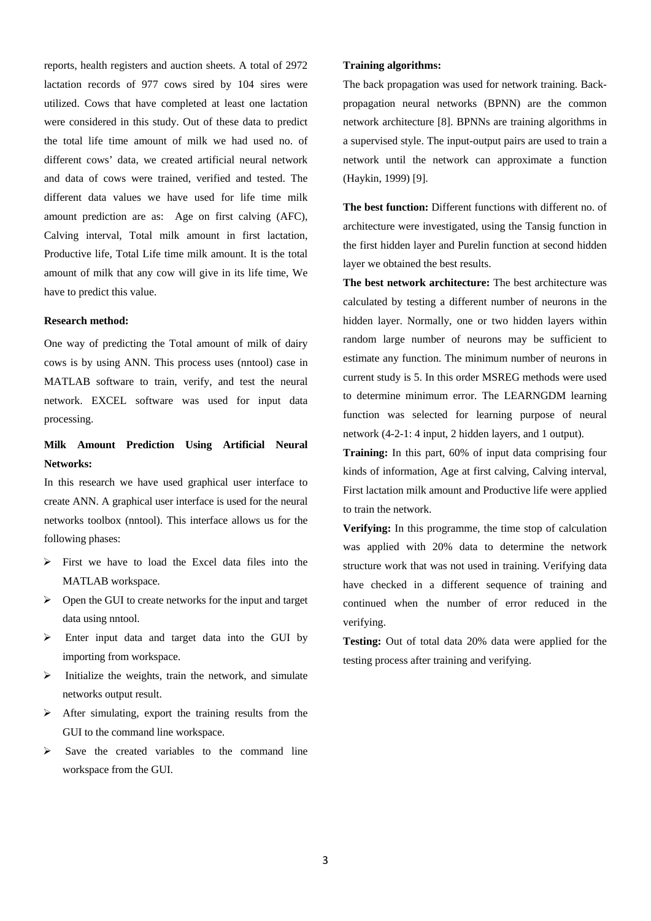reports, health registers and auction sheets. A total of 2972 lactation records of 977 cows sired by 104 sires were utilized. Cows that have completed at least one lactation were considered in this study. Out of these data to predict the total life time amount of milk we had used no. of different cows' data, we created artificial neural network and data of cows were trained, verified and tested. The different data values we have used for life time milk amount prediction are as: Age on first calving (AFC), Calving interval, Total milk amount in first lactation, Productive life, Total Life time milk amount. It is the total amount of milk that any cow will give in its life time, We have to predict this value.

**Research method:**

One way of predicting the Total amount of milk of dairy cows is by using ANN. This process uses (nntool) case in MATLAB software to train, verify, and test the neural network. EXCEL software was used for input data processing.

**Milk Amount Prediction Using Artificial Neural Networks:**

In this research we have used graphical user interface to create ANN. A graphical user interface is used for the neural networks toolbox (nntool). This interface allows us for the following phases:

- First we have to load the Excel data files into the MATLAB workspace.
- Open the GUI to create networks for the input and target data using nntool.
- Enter input data and target data into the GUI by importing from workspace.
- Initialize the weights, train the network, and simulate networks output result.
- After simulating, export the training results from the GUI to the command line workspace.
- Save the created variables to the command line workspace from the GUI.

**Training algorithms:**

The back propagation was used for network training. Back-propagation neural networks (BPNN) are the common network architecture [8]. BPNNs are training algorithms in a supervised style. The input-output pairs are used to train a network until the network can approximate a function (Haykin, 1999) [9].

**The best function:** Different functions with different no. of architecture were investigated, using the Tansig function in the first hidden layer and Purelin function at second hidden layer we obtained the best results.

**The best network architecture:** The best architecture was calculated by testing a different number of neurons in the hidden layer. Normally, one or two hidden layers within random large number of neurons may be sufficient to estimate any function. The minimum number of neurons in current study is 5. In this order MSREG methods were used to determine minimum error. The LEARNGDM learning function was selected for learning purpose of neural network (4-2-1: 4 input, 2 hidden layers, and 1 output).

**Training:** In this part, 60% of input data comprising four kinds of information, Age at first calving, Calving interval, First lactation milk amount and Productive life were applied to train the network.

**Verifying:** In this programme, the time stop of calculation was applied with 20% data to determine the network structure work that was not used in training. Verifying data have checked in a different sequence of training and continued when the number of error reduced in the verifying.

**Testing:** Out of total data 20% data were applied for the testing process after training and verifying.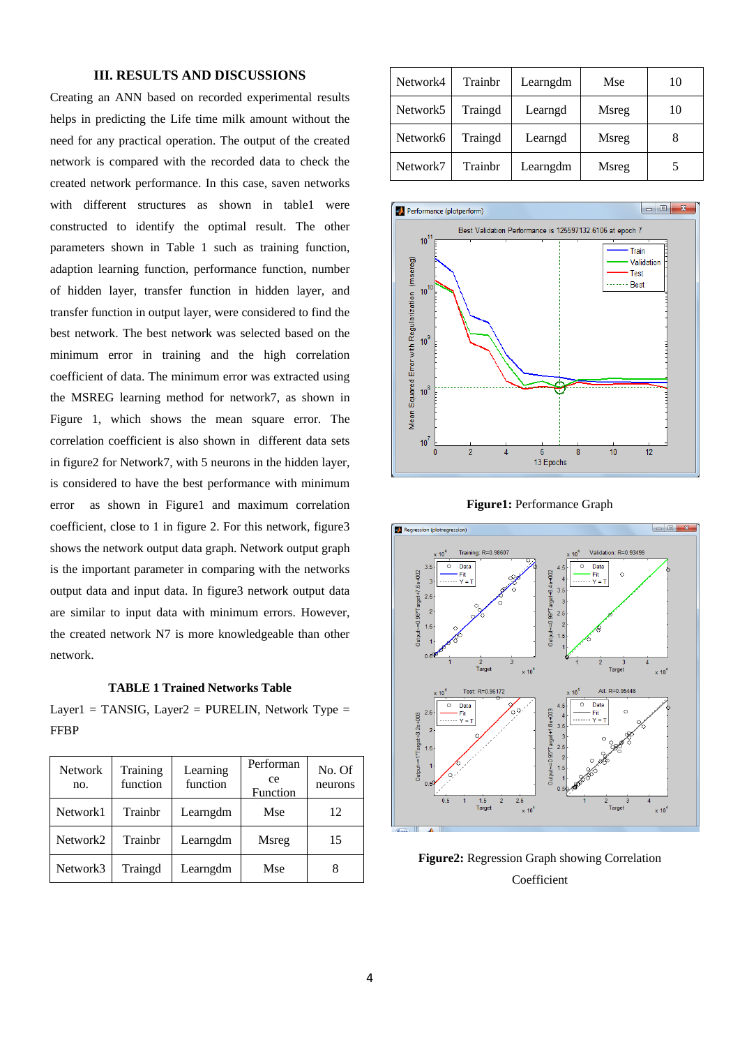## III. RESULTS AND DISCUSSIONS

Creating an ANN based on recorded experimental results helps in predicting the Life time milk amount without the need for any practical operation. The output of the created network is compared with the recorded data to check the created network performance. In this case, saven networks with different structures as shown in table1 were constructed to identify the optimal result. The other parameters shown in Table 1 such as training function, adaption learning function, performance function, number of hidden layer, transfer function in hidden layer, and transfer function in output layer, were considered to find the best network. The best network was selected based on the minimum error in training and the high correlation coefficient of data. The minimum error was extracted using the MSREG learning method for network7, as shown in Figure 1, which shows the mean square error. The correlation coefficient is also shown in different data sets in figure2 for Network7, with 5 neurons in the hidden layer, is considered to have the best performance with minimum error as shown in Figure1 and maximum correlation coefficient, close to 1 in figure 2. For this network, figure3 shows the network output data graph. Network output graph is the important parameter in comparing with the networks output data and input data. In figure3 network output data are similar to input data with minimum errors. However, the created network N7 is more knowledgeable than other network.

**TABLE 1 Trained Networks Table**

Layer1 = TANSIG, Layer2 = PURELIN, Network Type = FFBP

| Network no. | Training function | Learning function | Performance Function | No. Of neurons |
|---|---|---|---|---|
| Network1 | Trainbr | Learngdm | Mse | 12 |
| Network2 | Trainbr | Learngdm | Msreg | 15 |
| Network3 | Traingd | Learngdm | Mse | 8 |
| Network4 | Trainbr | Learngdm | Mse | 10 |
| Network5 | Traingd | Learngd | Msreg | 10 |
| Network6 | Traingd | Learngd | Msreg | 8 |
| Network7 | Trainbr | Learngdm | Msreg | 5 |

**Figure1:** Performance Graph

**Figure2:** Regression Graph showing Correlation Coefficient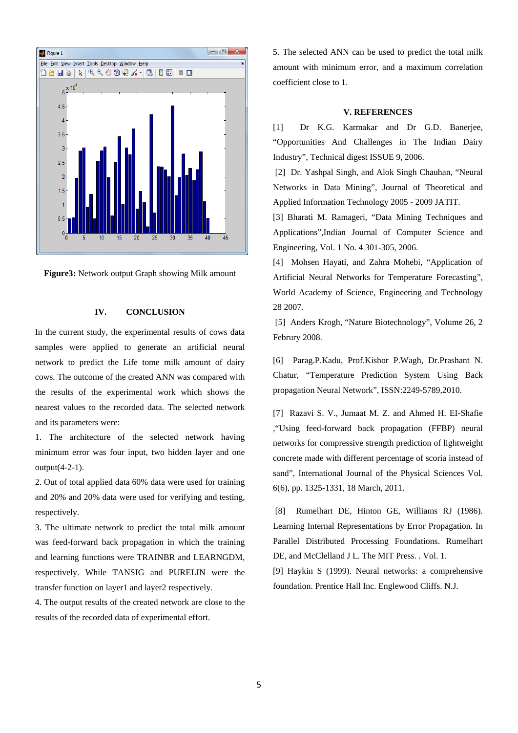**Figure3:** Network output Graph showing Milk amount

## IV. CONCLUSION

In the current study, the experimental results of cows data samples were applied to generate an artificial neural network to predict the Life tome milk amount of dairy cows. The outcome of the created ANN was compared with the results of the experimental work which shows the nearest values to the recorded data. The selected network and its parameters were:

1. The architecture of the selected network having minimum error was four input, two hidden layer and one output(4-2-1).
2. Out of total applied data 60% data were used for training and 20% and 20% data were used for verifying and testing, respectively.
3. The ultimate network to predict the total milk amount was feed-forward back propagation in which the training and learning functions were TRAINBR and LEARNGDM, respectively. While TANSIG and PURELIN were the transfer function on layer1 and layer2 respectively.
4. The output results of the created network are close to the results of the recorded data of experimental effort.
5. The selected ANN can be used to predict the total milk amount with minimum error, and a maximum correlation coefficient close to 1.

## V. REFERENCES

[1] Dr K.G. Karmakar and Dr G.D. Banerjee, "Opportunities And Challenges in The Indian Dairy Industry", Technical digest ISSUE 9, 2006.

[2] Dr. Yashpal Singh, and Alok Singh Chauhan, "Neural Networks in Data Mining", Journal of Theoretical and Applied Information Technology 2005 - 2009 JATIT.

[3] Bharati M. Ramageri, "Data Mining Techniques and Applications",Indian Journal of Computer Science and Engineering, Vol. 1 No. 4 301-305, 2006.

[4] Mohsen Hayati, and Zahra Mohebi, "Application of Artificial Neural Networks for Temperature Forecasting", World Academy of Science, Engineering and Technology 28 2007.

[5] Anders Krogh, "Nature Biotechnology", Volume 26, 2 February 2008.

[6] Parag.P.Kadu, Prof.Kishor P.Wagh, Dr.Prashant N. Chatur, "Temperature Prediction System Using Back propagation Neural Network", ISSN:2249-5789,2010.

[7] Razavi S. V., Jumaat M. Z. and Ahmed H. EI-Shafie ,"Using feed-forward back propagation (FFBP) neural networks for compressive strength prediction of lightweight concrete made with different percentage of scoria instead of sand", International Journal of the Physical Sciences Vol. 6(6), pp. 1325-1331, 18 March, 2011.

[8] Rumelhart DE, Hinton GE, Williams RJ (1986). Learning Internal Representations by Error Propagation. In Parallel Distributed Processing Foundations. Rumelhart DE, and McClelland J L. The MIT Press. . Vol. 1.

[9] Haykin S (1999). Neural networks: a comprehensive foundation. Prentice Hall Inc. Englewood Cliffs. N.J.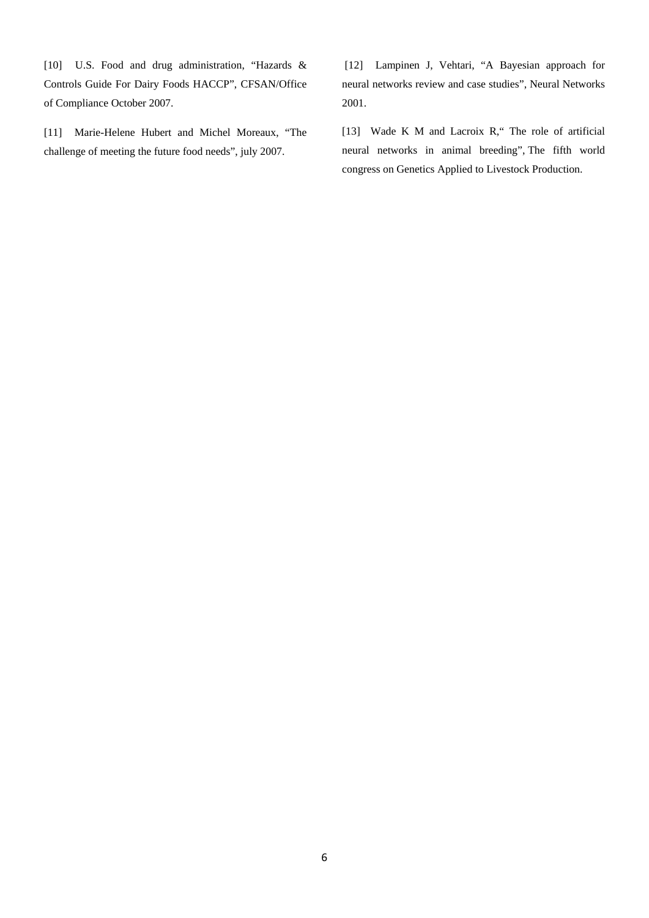[10] U.S. Food and drug administration, "Hazards & Controls Guide For Dairy Foods HACCP", CFSAN/Office of Compliance October 2007.

[11] Marie-Helene Hubert and Michel Moreaux, "The challenge of meeting the future food needs", july 2007.

[12] Lampinen J, Vehtari, "A Bayesian approach for neural networks review and case studies", Neural Networks 2001.

[13] Wade K M and Lacroix R," The role of artificial neural networks in animal breeding", The fifth world congress on Genetics Applied to Livestock Production.